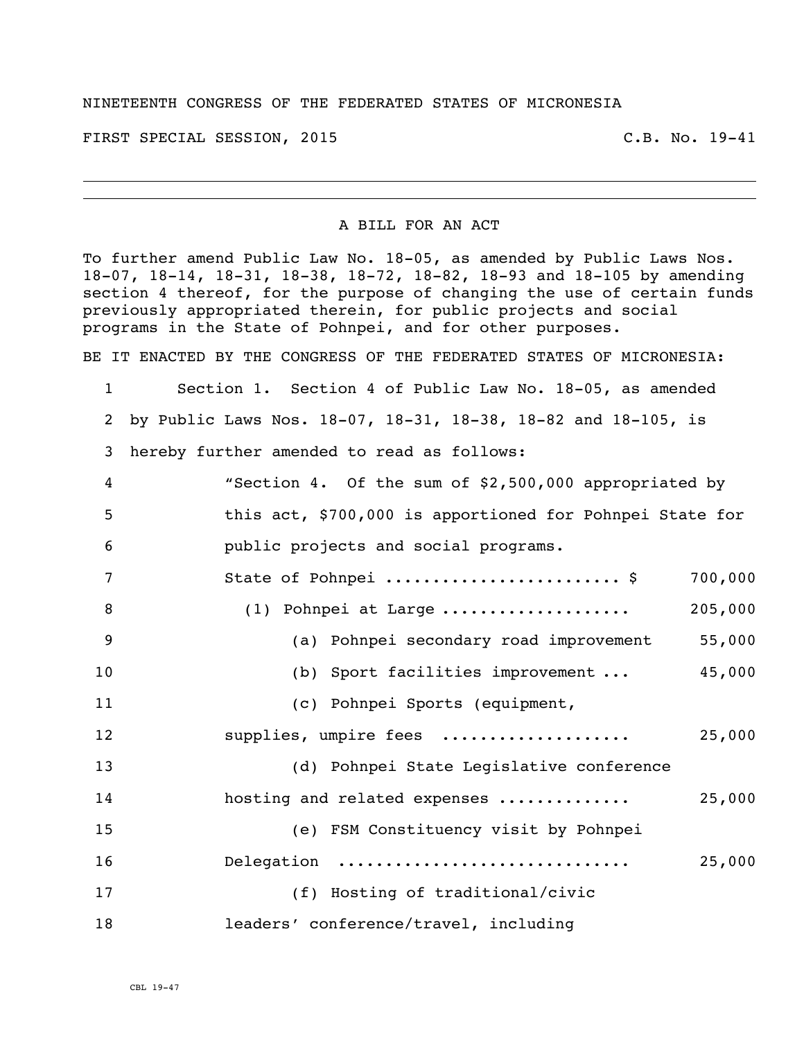NINETEENTH CONGRESS OF THE FEDERATED STATES OF MICRONESIA

FIRST SPECIAL SESSION, 2015 C.B. No. 19-41

# A BILL FOR AN ACT

To further amend Public Law No. 18-05, as amended by Public Laws Nos. 18-07, 18-14, 18-31, 18-38, 18-72, 18-82, 18-93 and 18-105 by amending section 4 thereof, for the purpose of changing the use of certain funds previously appropriated therein, for public projects and social programs in the State of Pohnpei, and for other purposes.

BE IT ENACTED BY THE CONGRESS OF THE FEDERATED STATES OF MICRONESIA:

Section 1. Section 4 of Public Law No. 18-05, as amended by Public Laws Nos. 18-07, 18-31, 18-38, 18-82 and 18-105, is hereby further amended to read as follows:

"Section 4. Of the sum of $2,500,000 appropriated by this act, $700,000 is apportioned for Pohnpei State for public projects and social programs.

State of Pohnpei ........................ $ 700,000

(1) Pohnpei at Large ................... 205,000

(a) Pohnpei secondary road improvement 55,000

(b) Sport facilities improvement ... 45,000

(c) Pohnpei Sports (equipment, supplies, umpire fees ................... 25,000

(d) Pohnpei State Legislative conference hosting and related expenses ............. 25,000

(e) FSM Constituency visit by Pohnpei Delegation ............................. 25,000

(f) Hosting of traditional/civic leaders' conference/travel, including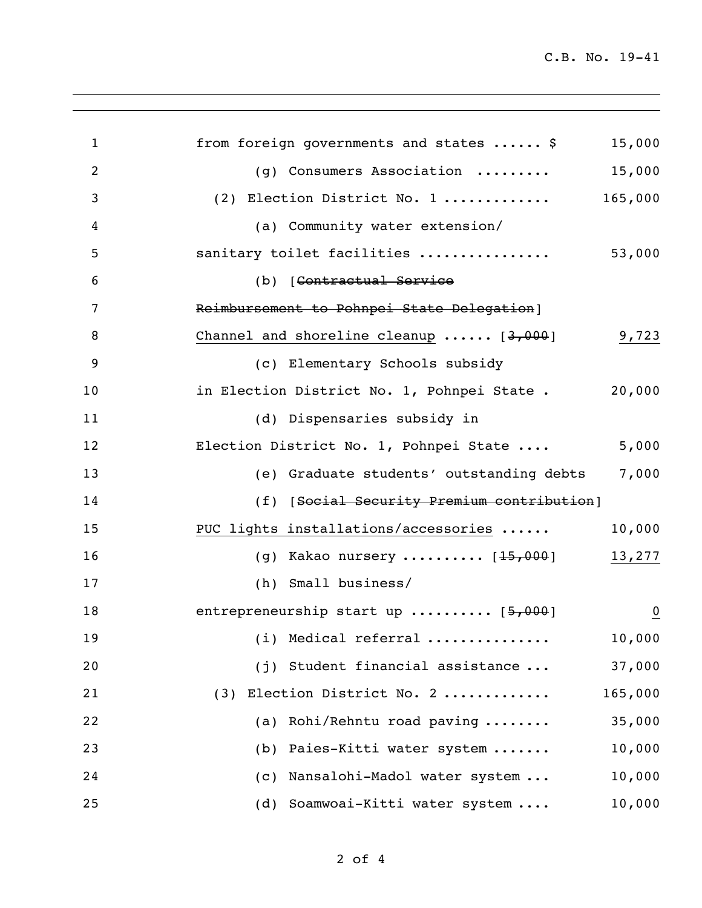from foreign governments and states ...... $ 15,000

(g) Consumers Association ......... 15,000

(2) Election District No. 1 ............ 165,000

(a) Community water extension/ sanitary toilet facilities ............... 53,000

(b) [~~Contractual Service Reimbursement to Pohnpei State Delegation~~] Channel and shoreline cleanup ...... [~~3,000~~] 9,723

(c) Elementary Schools subsidy in Election District No. 1, Pohnpei State . 20,000

(d) Dispensaries subsidy in Election District No. 1, Pohnpei State .... 5,000

(e) Graduate students' outstanding debts 7,000

(f) [~~Social Security Premium contribution~~] PUC lights installations/accessories ...... 10,000

(g) Kakao nursery .......... [~~15,000~~] 13,277

(h) Small business/ entrepreneurship start up .......... [~~5,000~~] 0

(i) Medical referral .............. 10,000

(j) Student financial assistance ... 37,000

(3) Election District No. 2 ............ 165,000

(a) Rohi/Rehntu road paving ........ 35,000

(b) Paies-Kitti water system ....... 10,000

(c) Nansalohi-Madol water system ... 10,000

(d) Soamwoai-Kitti water system .... 10,000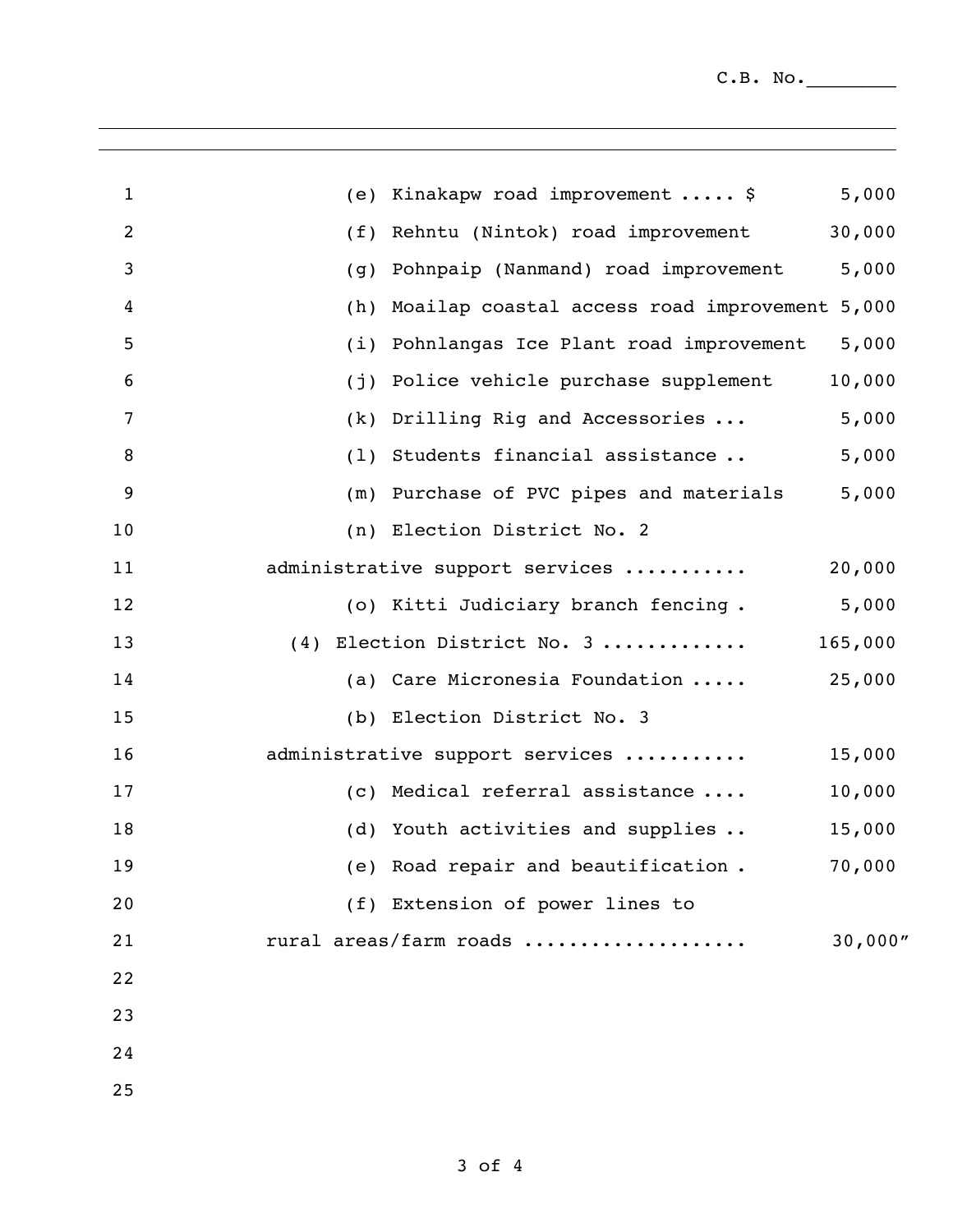C.B. No.________

| | |
|---|---|
| (e) Kinakapw road improvement ..... $ | 5,000 |
| (f) Rehntu (Nintok) road improvement | 30,000 |
| (g) Pohnpaip (Nanmand) road improvement | 5,000 |
| (h) Moailap coastal access road improvement | 5,000 |
| (i) Pohnlangas Ice Plant road improvement | 5,000 |
| (j) Police vehicle purchase supplement | 10,000 |
| (k) Drilling Rig and Accessories ... | 5,000 |
| (l) Students financial assistance .. | 5,000 |
| (m) Purchase of PVC pipes and materials | 5,000 |
| (n) Election District No. 2 administrative support services .......... | 20,000 |
| (o) Kitti Judiciary branch fencing . | 5,000 |
| (4) Election District No. 3 ............ | 165,000 |
| (a) Care Micronesia Foundation ..... | 25,000 |
| (b) Election District No. 3 administrative support services .......... | 15,000 |
| (c) Medical referral assistance .... | 10,000 |
| (d) Youth activities and supplies .. | 15,000 |
| (e) Road repair and beautification . | 70,000 |
| (f) Extension of power lines to rural areas/farm roads ................... | 30,000" |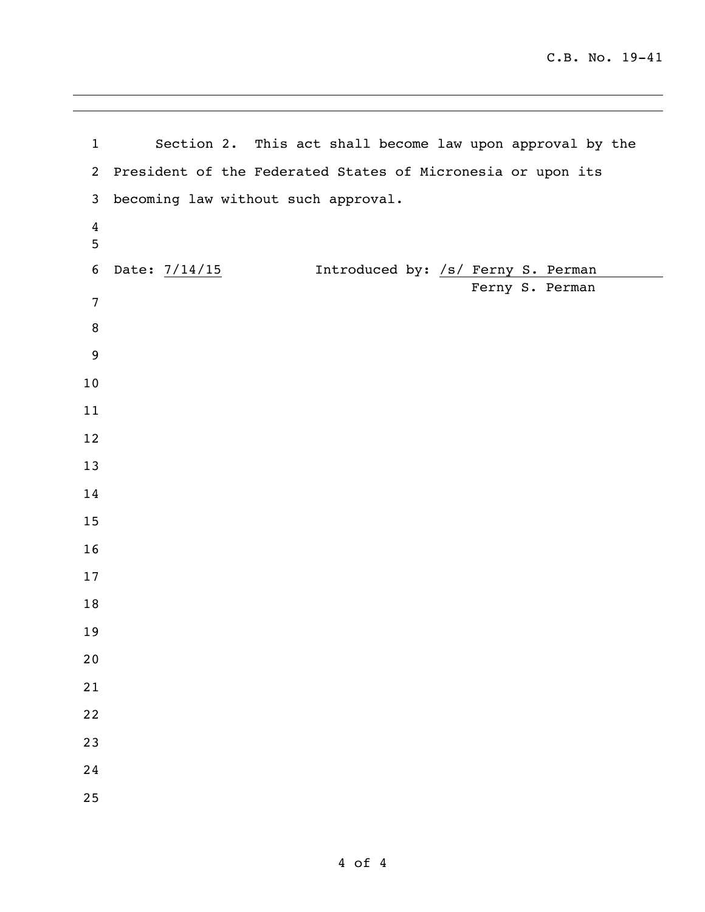Section 2. This act shall become law upon approval by the President of the Federated States of Micronesia or upon its becoming law without such approval.

Date: 7/14/15

Introduced by: /s/ Ferny S. Perman
Ferny S. Perman